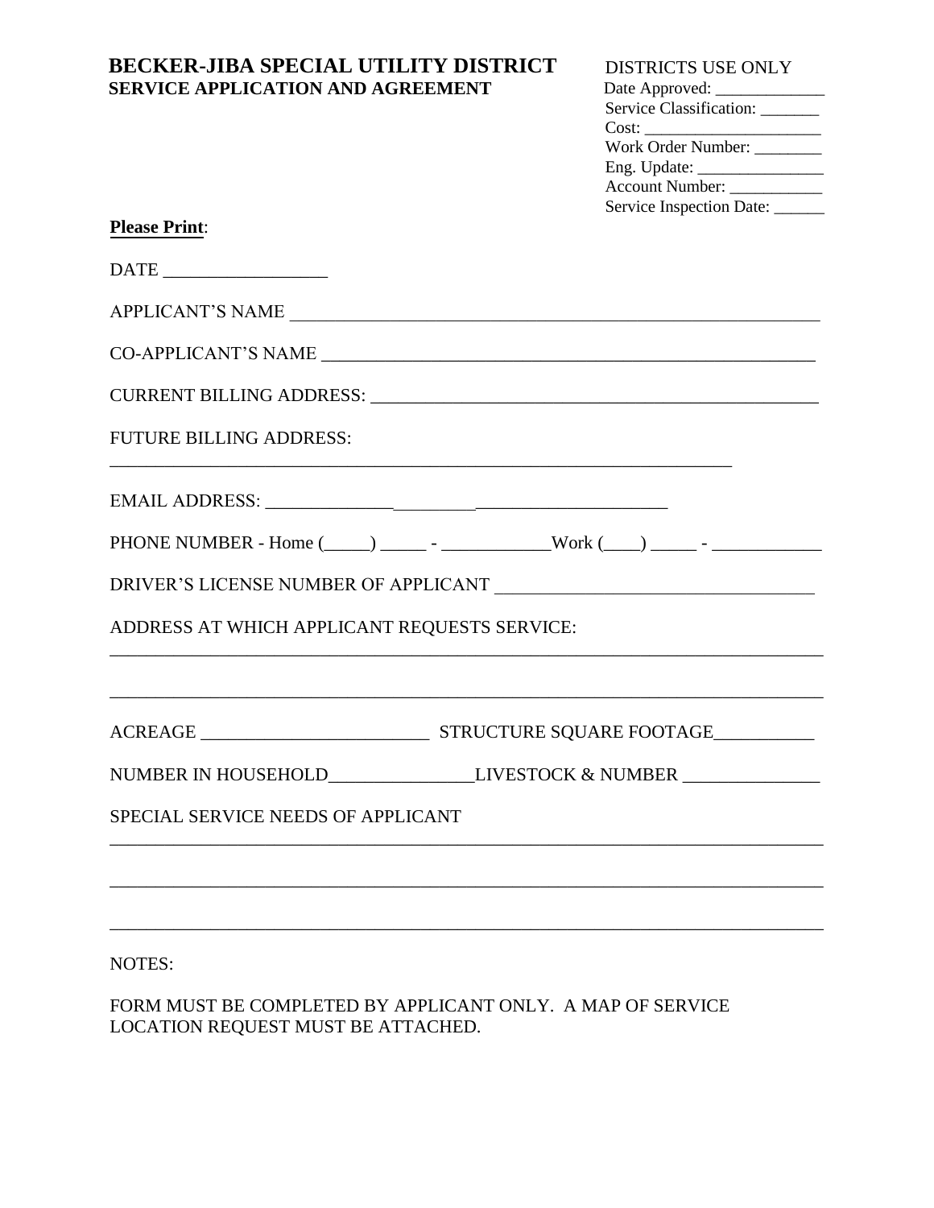# BECKER-JIBA SPECIAL UTILITY DISTRICT
## SERVICE APPLICATION AND AGREEMENT

DISTRICTS USE ONLY
Date Approved: _____________
Service Classification: _______
Cost: _____________________
Work Order Number: ________
Eng. Update: _______________
Account Number: ___________
Service Inspection Date: ______

**Please Print**:

DATE __________________

APPLICANT'S NAME ____________________________________________________________

CO-APPLICANT'S NAME ________________________________________________________

CURRENT BILLING ADDRESS: ___________________________________________________

FUTURE BILLING ADDRESS:
_______________________________________________________________________

EMAIL ADDRESS: ______________________________________

PHONE NUMBER - Home (_____) _____ - ___________Work (____) _____ - ___________

DRIVER'S LICENSE NUMBER OF APPLICANT __________________________________

ADDRESS AT WHICH APPLICANT REQUESTS SERVICE:
_______________________________________________________________________________

_______________________________________________________________________________

ACREAGE _________________________ STRUCTURE SQUARE FOOTAGE___________

NUMBER IN HOUSEHOLD________________LIVESTOCK & NUMBER _______________

SPECIAL SERVICE NEEDS OF APPLICANT
_______________________________________________________________________________

_______________________________________________________________________________

_______________________________________________________________________________

NOTES:

FORM MUST BE COMPLETED BY APPLICANT ONLY. A MAP OF SERVICE LOCATION REQUEST MUST BE ATTACHED.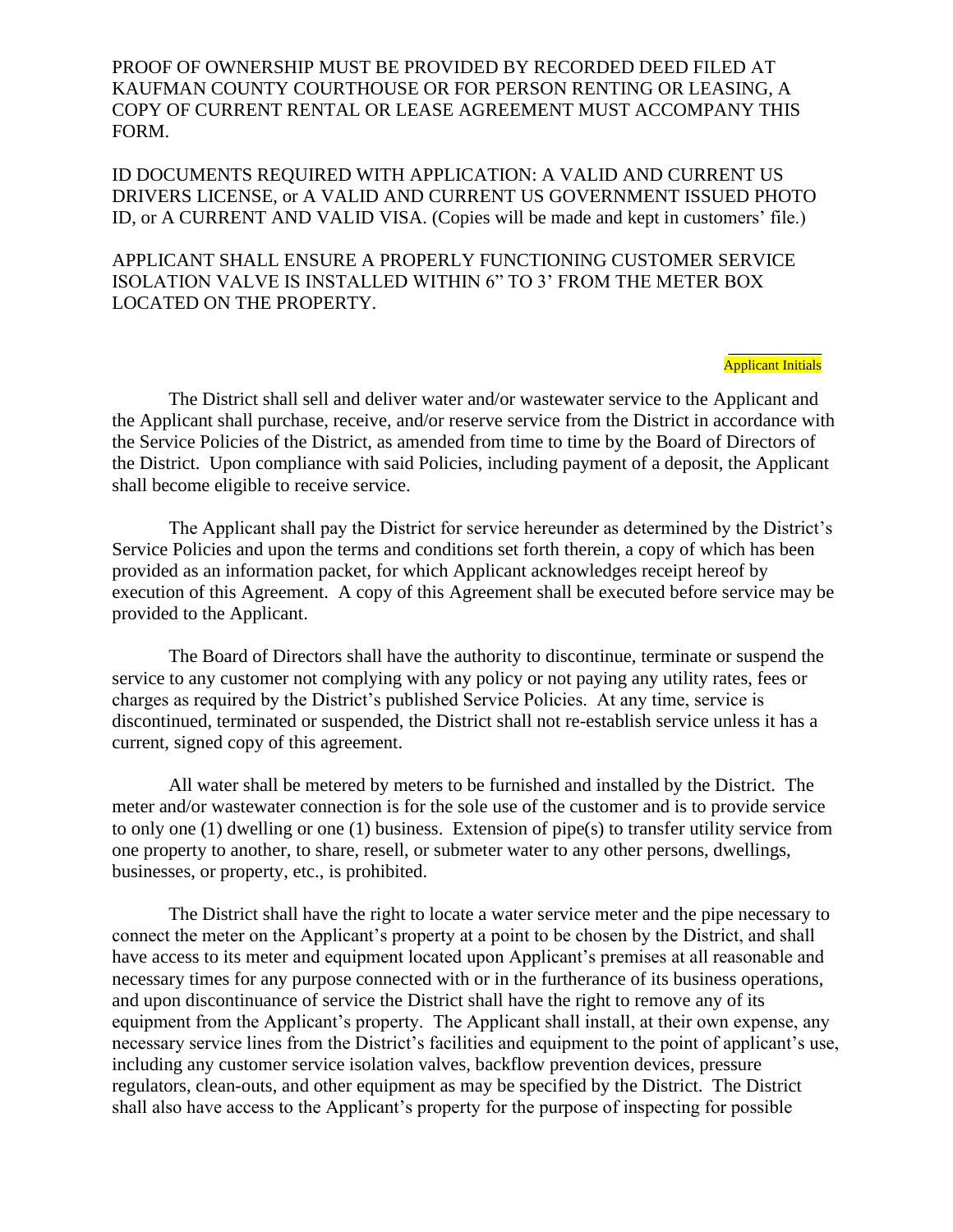PROOF OF OWNERSHIP MUST BE PROVIDED BY RECORDED DEED FILED AT KAUFMAN COUNTY COURTHOUSE OR FOR PERSON RENTING OR LEASING, A COPY OF CURRENT RENTAL OR LEASE AGREEMENT MUST ACCOMPANY THIS FORM.

ID DOCUMENTS REQUIRED WITH APPLICATION: A VALID AND CURRENT US DRIVERS LICENSE, or A VALID AND CURRENT US GOVERNMENT ISSUED PHOTO ID, or A CURRENT AND VALID VISA. (Copies will be made and kept in customers' file.)

APPLICANT SHALL ENSURE A PROPERLY FUNCTIONING CUSTOMER SERVICE ISOLATION VALVE IS INSTALLED WITHIN 6" TO 3' FROM THE METER BOX LOCATED ON THE PROPERTY.

\_\_\_\_\_\_\_\_\_\_
Applicant Initials

The District shall sell and deliver water and/or wastewater service to the Applicant and the Applicant shall purchase, receive, and/or reserve service from the District in accordance with the Service Policies of the District, as amended from time to time by the Board of Directors of the District. Upon compliance with said Policies, including payment of a deposit, the Applicant shall become eligible to receive service.

The Applicant shall pay the District for service hereunder as determined by the District's Service Policies and upon the terms and conditions set forth therein, a copy of which has been provided as an information packet, for which Applicant acknowledges receipt hereof by execution of this Agreement. A copy of this Agreement shall be executed before service may be provided to the Applicant.

The Board of Directors shall have the authority to discontinue, terminate or suspend the service to any customer not complying with any policy or not paying any utility rates, fees or charges as required by the District's published Service Policies. At any time, service is discontinued, terminated or suspended, the District shall not re-establish service unless it has a current, signed copy of this agreement.

All water shall be metered by meters to be furnished and installed by the District. The meter and/or wastewater connection is for the sole use of the customer and is to provide service to only one (1) dwelling or one (1) business. Extension of pipe(s) to transfer utility service from one property to another, to share, resell, or submeter water to any other persons, dwellings, businesses, or property, etc., is prohibited.

The District shall have the right to locate a water service meter and the pipe necessary to connect the meter on the Applicant's property at a point to be chosen by the District, and shall have access to its meter and equipment located upon Applicant's premises at all reasonable and necessary times for any purpose connected with or in the furtherance of its business operations, and upon discontinuance of service the District shall have the right to remove any of its equipment from the Applicant's property. The Applicant shall install, at their own expense, any necessary service lines from the District's facilities and equipment to the point of applicant's use, including any customer service isolation valves, backflow prevention devices, pressure regulators, clean-outs, and other equipment as may be specified by the District. The District shall also have access to the Applicant's property for the purpose of inspecting for possible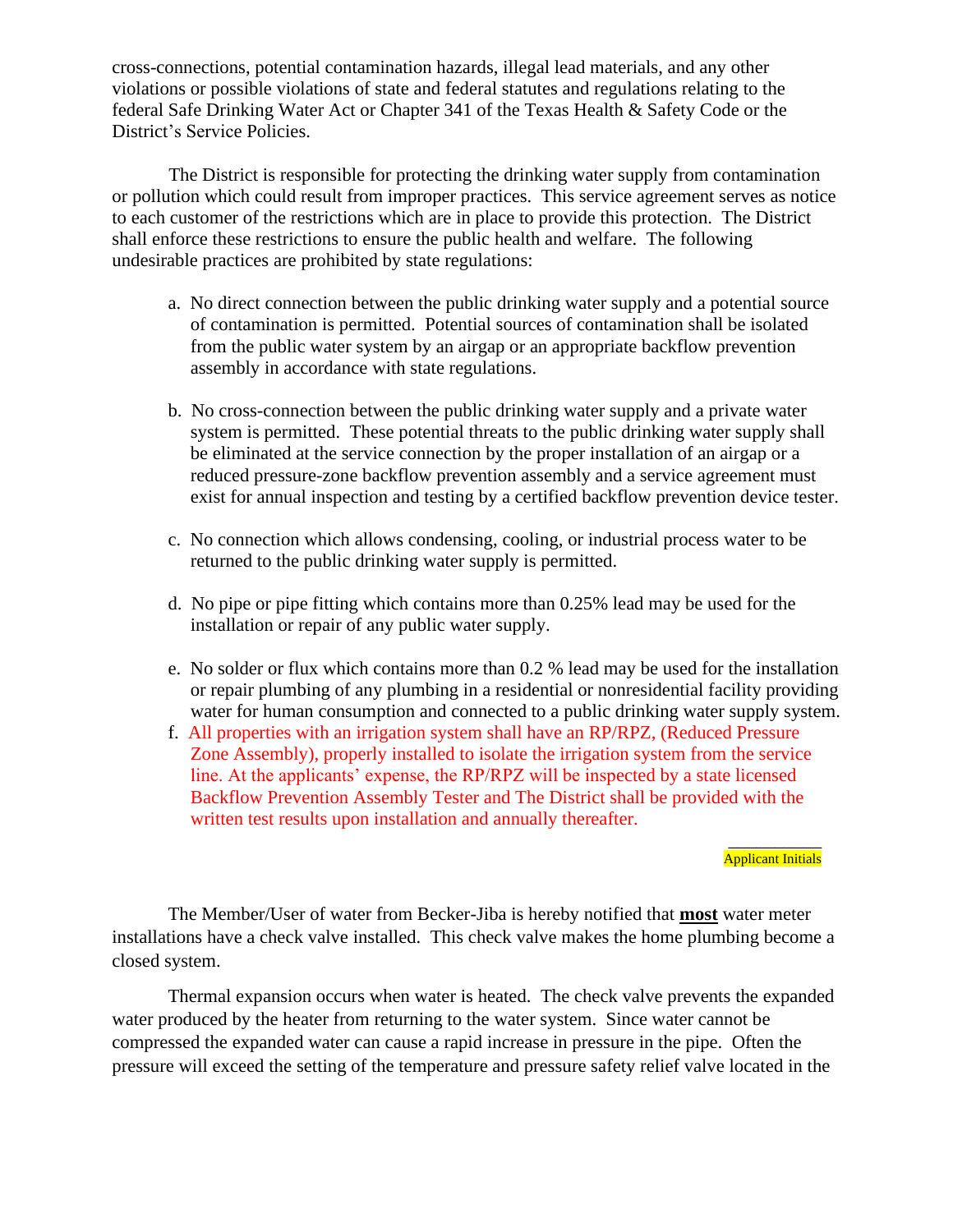cross-connections, potential contamination hazards, illegal lead materials, and any other violations or possible violations of state and federal statutes and regulations relating to the federal Safe Drinking Water Act or Chapter 341 of the Texas Health & Safety Code or the District's Service Policies.

The District is responsible for protecting the drinking water supply from contamination or pollution which could result from improper practices. This service agreement serves as notice to each customer of the restrictions which are in place to provide this protection. The District shall enforce these restrictions to ensure the public health and welfare. The following undesirable practices are prohibited by state regulations:

a. No direct connection between the public drinking water supply and a potential source of contamination is permitted. Potential sources of contamination shall be isolated from the public water system by an airgap or an appropriate backflow prevention assembly in accordance with state regulations.

b. No cross-connection between the public drinking water supply and a private water system is permitted. These potential threats to the public drinking water supply shall be eliminated at the service connection by the proper installation of an airgap or a reduced pressure-zone backflow prevention assembly and a service agreement must exist for annual inspection and testing by a certified backflow prevention device tester.

c. No connection which allows condensing, cooling, or industrial process water to be returned to the public drinking water supply is permitted.

d. No pipe or pipe fitting which contains more than 0.25% lead may be used for the installation or repair of any public water supply.

e. No solder or flux which contains more than 0.2 % lead may be used for the installation or repair plumbing of any plumbing in a residential or nonresidential facility providing water for human consumption and connected to a public drinking water supply system.

f. All properties with an irrigation system shall have an RP/RPZ, (Reduced Pressure Zone Assembly), properly installed to isolate the irrigation system from the service line. At the applicants' expense, the RP/RPZ will be inspected by a state licensed Backflow Prevention Assembly Tester and The District shall be provided with the written test results upon installation and annually thereafter.

\_\_\_\_\_\_\_\_\_\_\_\_
Applicant Initials

The Member/User of water from Becker-Jiba is hereby notified that **most** water meter installations have a check valve installed. This check valve makes the home plumbing become a closed system.

Thermal expansion occurs when water is heated. The check valve prevents the expanded water produced by the heater from returning to the water system. Since water cannot be compressed the expanded water can cause a rapid increase in pressure in the pipe. Often the pressure will exceed the setting of the temperature and pressure safety relief valve located in the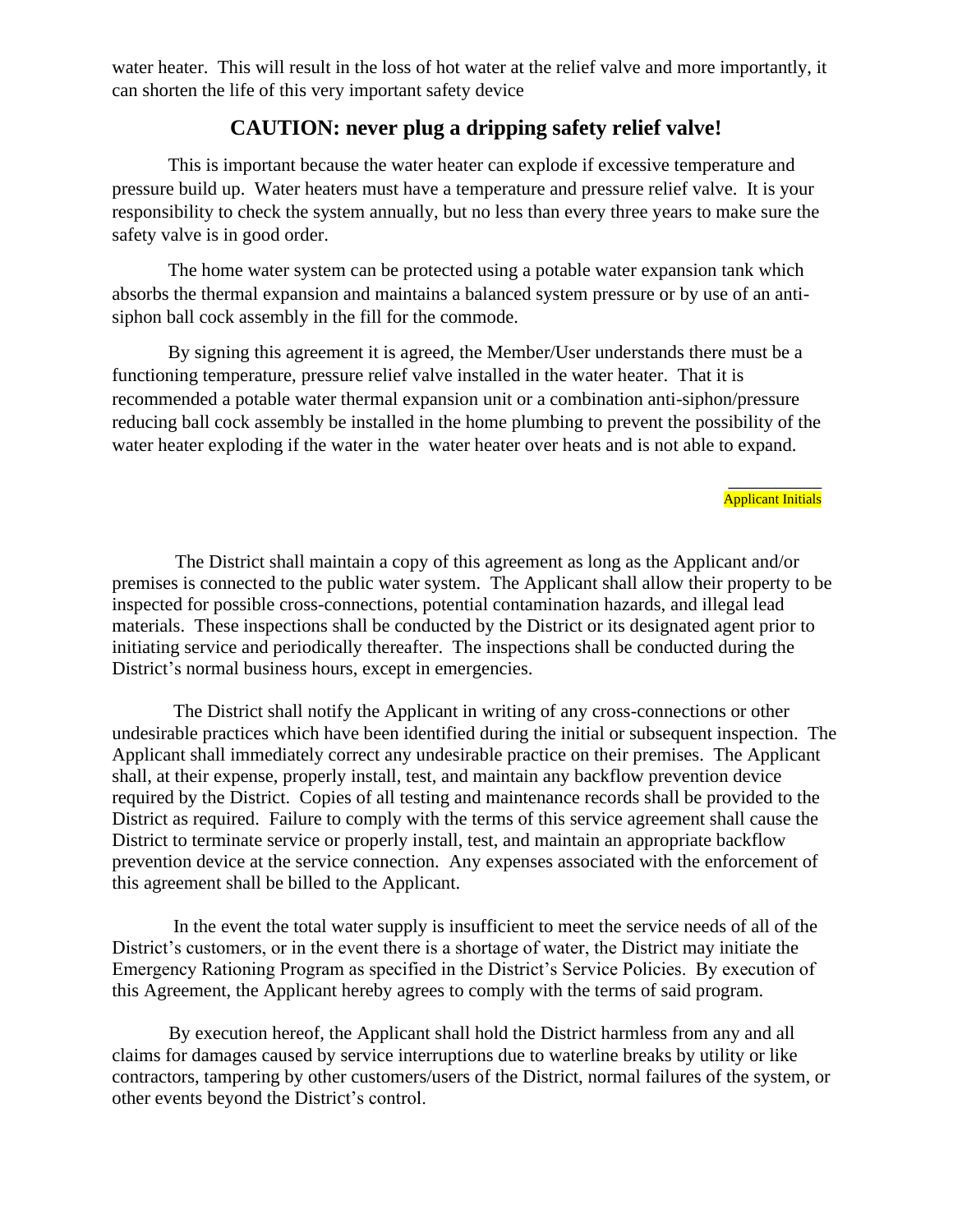water heater. This will result in the loss of hot water at the relief valve and more importantly, it can shorten the life of this very important safety device

## CAUTION: never plug a dripping safety relief valve!

This is important because the water heater can explode if excessive temperature and pressure build up. Water heaters must have a temperature and pressure relief valve. It is your responsibility to check the system annually, but no less than every three years to make sure the safety valve is in good order.

The home water system can be protected using a potable water expansion tank which absorbs the thermal expansion and maintains a balanced system pressure or by use of an anti-siphon ball cock assembly in the fill for the commode.

By signing this agreement it is agreed, the Member/User understands there must be a functioning temperature, pressure relief valve installed in the water heater. That it is recommended a potable water thermal expansion unit or a combination anti-siphon/pressure reducing ball cock assembly be installed in the home plumbing to prevent the possibility of the water heater exploding if the water in the water heater over heats and is not able to expand.

\_\_\_\_\_\_\_\_\_\_\_
Applicant Initials

The District shall maintain a copy of this agreement as long as the Applicant and/or premises is connected to the public water system. The Applicant shall allow their property to be inspected for possible cross-connections, potential contamination hazards, and illegal lead materials. These inspections shall be conducted by the District or its designated agent prior to initiating service and periodically thereafter. The inspections shall be conducted during the District's normal business hours, except in emergencies.

The District shall notify the Applicant in writing of any cross-connections or other undesirable practices which have been identified during the initial or subsequent inspection. The Applicant shall immediately correct any undesirable practice on their premises. The Applicant shall, at their expense, properly install, test, and maintain any backflow prevention device required by the District. Copies of all testing and maintenance records shall be provided to the District as required. Failure to comply with the terms of this service agreement shall cause the District to terminate service or properly install, test, and maintain an appropriate backflow prevention device at the service connection. Any expenses associated with the enforcement of this agreement shall be billed to the Applicant.

In the event the total water supply is insufficient to meet the service needs of all of the District's customers, or in the event there is a shortage of water, the District may initiate the Emergency Rationing Program as specified in the District's Service Policies. By execution of this Agreement, the Applicant hereby agrees to comply with the terms of said program.

By execution hereof, the Applicant shall hold the District harmless from any and all claims for damages caused by service interruptions due to waterline breaks by utility or like contractors, tampering by other customers/users of the District, normal failures of the system, or other events beyond the District's control.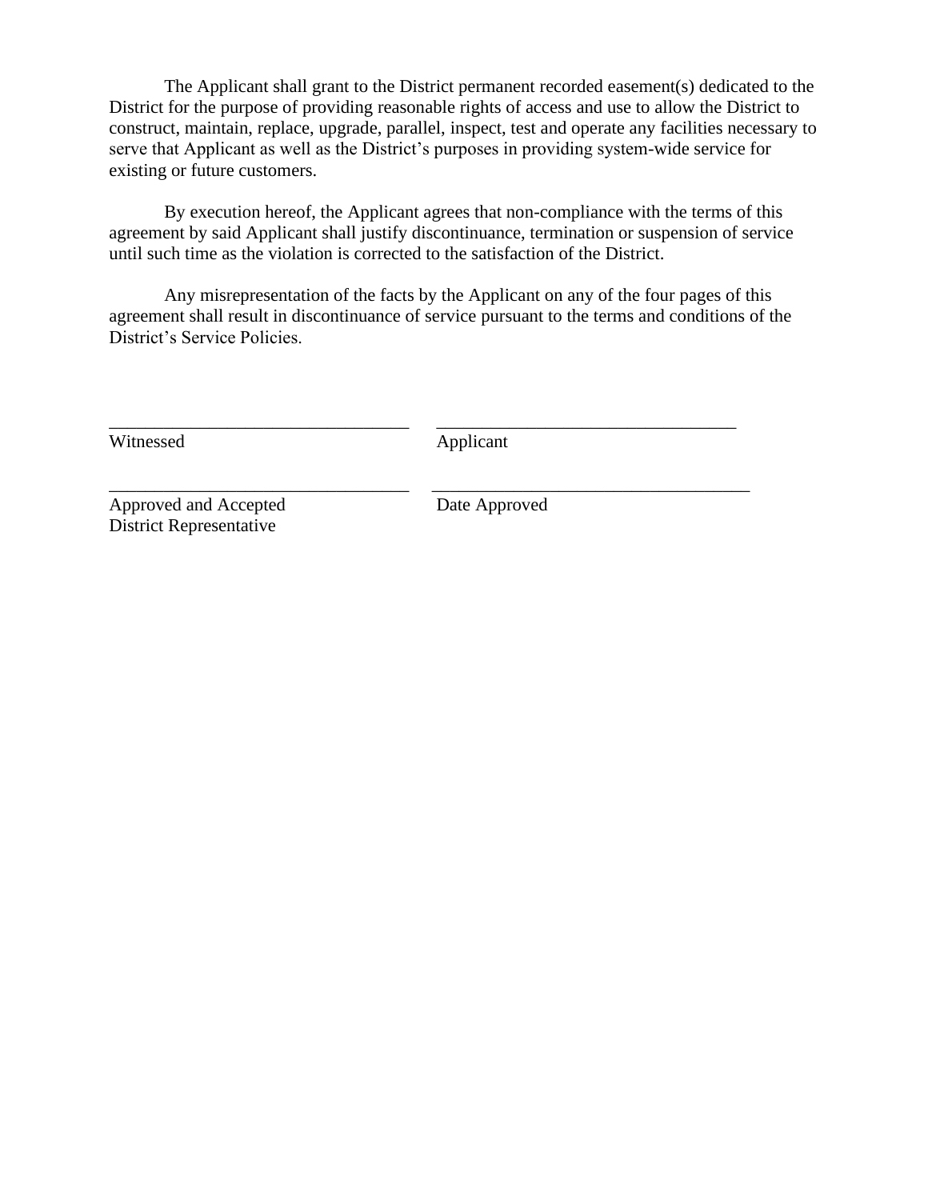The Applicant shall grant to the District permanent recorded easement(s) dedicated to the District for the purpose of providing reasonable rights of access and use to allow the District to construct, maintain, replace, upgrade, parallel, inspect, test and operate any facilities necessary to serve that Applicant as well as the District's purposes in providing system-wide service for existing or future customers.

By execution hereof, the Applicant agrees that non-compliance with the terms of this agreement by said Applicant shall justify discontinuance, termination or suspension of service until such time as the violation is corrected to the satisfaction of the District.

Any misrepresentation of the facts by the Applicant on any of the four pages of this agreement shall result in discontinuance of service pursuant to the terms and conditions of the District's Service Policies.

| | |
|---|---|
| \_\_\_\_\_\_\_\_\_\_\_\_\_\_\_\_\_\_\_\_\_\_\_\_\_\_\_\_\_\_\_\_\_\_ | \_\_\_\_\_\_\_\_\_\_\_\_\_\_\_\_\_\_\_\_\_\_\_\_\_\_\_\_\_\_\_\_\_\_ |
| Witnessed | Applicant |
| \_\_\_\_\_\_\_\_\_\_\_\_\_\_\_\_\_\_\_\_\_\_\_\_\_\_\_\_\_\_\_\_\_\_ | \_\_\_\_\_\_\_\_\_\_\_\_\_\_\_\_\_\_\_\_\_\_\_\_\_\_\_\_\_\_\_\_\_\_ |
| Approved and Accepted<br>District Representative | Date Approved |